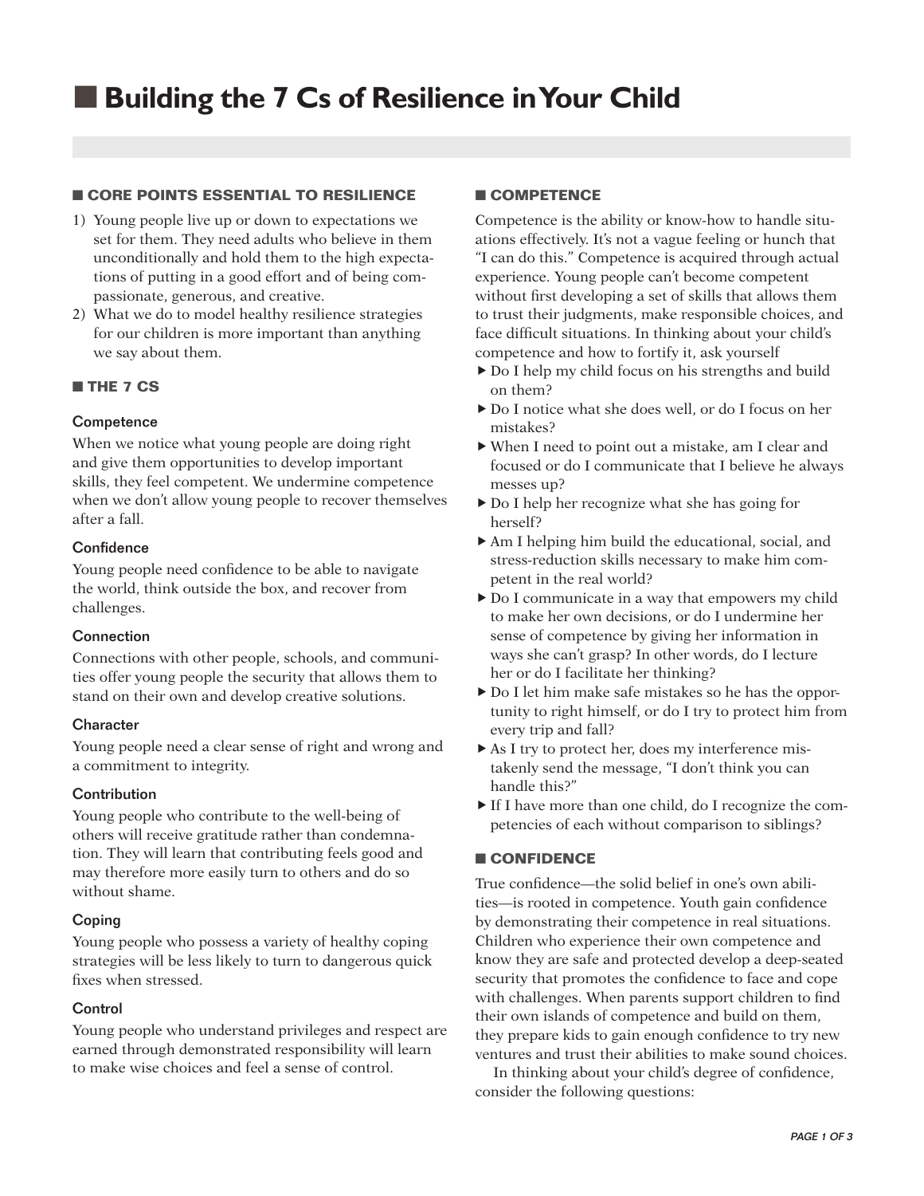# Building the 7 Cs of Resilience in Your Child

## CORE POINTS ESSENTIAL TO RESILIENCE

1) Young people live up or down to expectations we set for them. They need adults who believe in them unconditionally and hold them to the high expectations of putting in a good effort and of being compassionate, generous, and creative.
2) What we do to model healthy resilience strategies for our children is more important than anything we say about them.

## THE 7 CS

### Competence

When we notice what young people are doing right and give them opportunities to develop important skills, they feel competent. We undermine competence when we don't allow young people to recover themselves after a fall.

### Confidence

Young people need confidence to be able to navigate the world, think outside the box, and recover from challenges.

### Connection

Connections with other people, schools, and communities offer young people the security that allows them to stand on their own and develop creative solutions.

### Character

Young people need a clear sense of right and wrong and a commitment to integrity.

### Contribution

Young people who contribute to the well-being of others will receive gratitude rather than condemnation. They will learn that contributing feels good and may therefore more easily turn to others and do so without shame.

### Coping

Young people who possess a variety of healthy coping strategies will be less likely to turn to dangerous quick fixes when stressed.

### Control

Young people who understand privileges and respect are earned through demonstrated responsibility will learn to make wise choices and feel a sense of control.

## COMPETENCE

Competence is the ability or know-how to handle situations effectively. It's not a vague feeling or hunch that "I can do this." Competence is acquired through actual experience. Young people can't become competent without first developing a set of skills that allows them to trust their judgments, make responsible choices, and face difficult situations. In thinking about your child's competence and how to fortify it, ask yourself

- Do I help my child focus on his strengths and build on them?
- Do I notice what she does well, or do I focus on her mistakes?
- When I need to point out a mistake, am I clear and focused or do I communicate that I believe he always messes up?
- Do I help her recognize what she has going for herself?
- Am I helping him build the educational, social, and stress-reduction skills necessary to make him competent in the real world?
- Do I communicate in a way that empowers my child to make her own decisions, or do I undermine her sense of competence by giving her information in ways she can't grasp? In other words, do I lecture her or do I facilitate her thinking?
- Do I let him make safe mistakes so he has the opportunity to right himself, or do I try to protect him from every trip and fall?
- As I try to protect her, does my interference mistakenly send the message, "I don't think you can handle this?"
- If I have more than one child, do I recognize the competencies of each without comparison to siblings?

## CONFIDENCE

True confidence—the solid belief in one's own abilities—is rooted in competence. Youth gain confidence by demonstrating their competence in real situations. Children who experience their own competence and know they are safe and protected develop a deep-seated security that promotes the confidence to face and cope with challenges. When parents support children to find their own islands of competence and build on them, they prepare kids to gain enough confidence to try new ventures and trust their abilities to make sound choices.

In thinking about your child's degree of confidence, consider the following questions: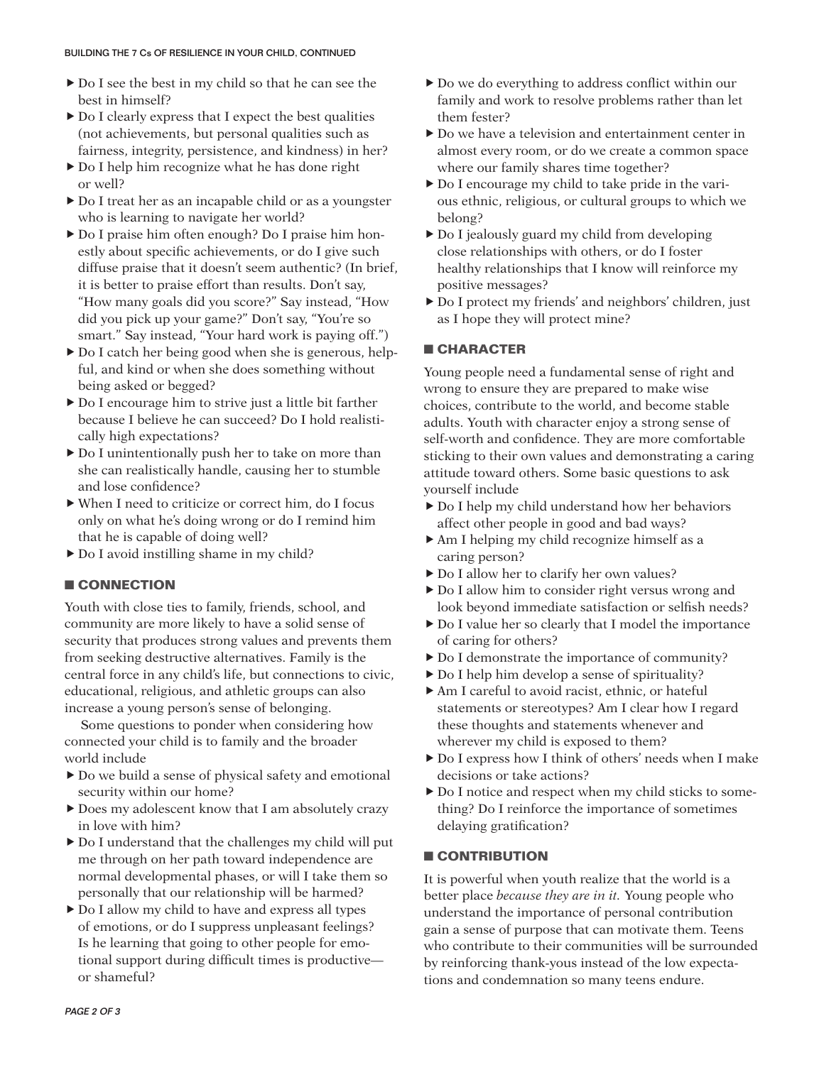- Do I see the best in my child so that he can see the best in himself?
- Do I clearly express that I expect the best qualities (not achievements, but personal qualities such as fairness, integrity, persistence, and kindness) in her?
- Do I help him recognize what he has done right or well?
- Do I treat her as an incapable child or as a youngster who is learning to navigate her world?
- Do I praise him often enough? Do I praise him honestly about specific achievements, or do I give such diffuse praise that it doesn't seem authentic? (In brief, it is better to praise effort than results. Don't say, "How many goals did you score?" Say instead, "How did you pick up your game?" Don't say, "You're so smart." Say instead, "Your hard work is paying off.")
- Do I catch her being good when she is generous, helpful, and kind or when she does something without being asked or begged?
- Do I encourage him to strive just a little bit farther because I believe he can succeed? Do I hold realistically high expectations?
- Do I unintentionally push her to take on more than she can realistically handle, causing her to stumble and lose confidence?
- When I need to criticize or correct him, do I focus only on what he's doing wrong or do I remind him that he is capable of doing well?
- Do I avoid instilling shame in my child?

## CONNECTION

Youth with close ties to family, friends, school, and community are more likely to have a solid sense of security that produces strong values and prevents them from seeking destructive alternatives. Family is the central force in any child's life, but connections to civic, educational, religious, and athletic groups can also increase a young person's sense of belonging.

Some questions to ponder when considering how connected your child is to family and the broader world include

- Do we build a sense of physical safety and emotional security within our home?
- Does my adolescent know that I am absolutely crazy in love with him?
- Do I understand that the challenges my child will put me through on her path toward independence are normal developmental phases, or will I take them so personally that our relationship will be harmed?
- Do I allow my child to have and express all types of emotions, or do I suppress unpleasant feelings? Is he learning that going to other people for emotional support during difficult times is productive—or shameful?
- Do we do everything to address conflict within our family and work to resolve problems rather than let them fester?
- Do we have a television and entertainment center in almost every room, or do we create a common space where our family shares time together?
- Do I encourage my child to take pride in the various ethnic, religious, or cultural groups to which we belong?
- Do I jealously guard my child from developing close relationships with others, or do I foster healthy relationships that I know will reinforce my positive messages?
- Do I protect my friends' and neighbors' children, just as I hope they will protect mine?

## CHARACTER

Young people need a fundamental sense of right and wrong to ensure they are prepared to make wise choices, contribute to the world, and become stable adults. Youth with character enjoy a strong sense of self-worth and confidence. They are more comfortable sticking to their own values and demonstrating a caring attitude toward others. Some basic questions to ask yourself include

- Do I help my child understand how her behaviors affect other people in good and bad ways?
- Am I helping my child recognize himself as a caring person?
- Do I allow her to clarify her own values?
- Do I allow him to consider right versus wrong and look beyond immediate satisfaction or selfish needs?
- Do I value her so clearly that I model the importance of caring for others?
- Do I demonstrate the importance of community?
- Do I help him develop a sense of spirituality?
- Am I careful to avoid racist, ethnic, or hateful statements or stereotypes? Am I clear how I regard these thoughts and statements whenever and wherever my child is exposed to them?
- Do I express how I think of others' needs when I make decisions or take actions?
- Do I notice and respect when my child sticks to something? Do I reinforce the importance of sometimes delaying gratification?

## CONTRIBUTION

It is powerful when youth realize that the world is a better place *because they are in it.* Young people who understand the importance of personal contribution gain a sense of purpose that can motivate them. Teens who contribute to their communities will be surrounded by reinforcing thank-yous instead of the low expectations and condemnation so many teens endure.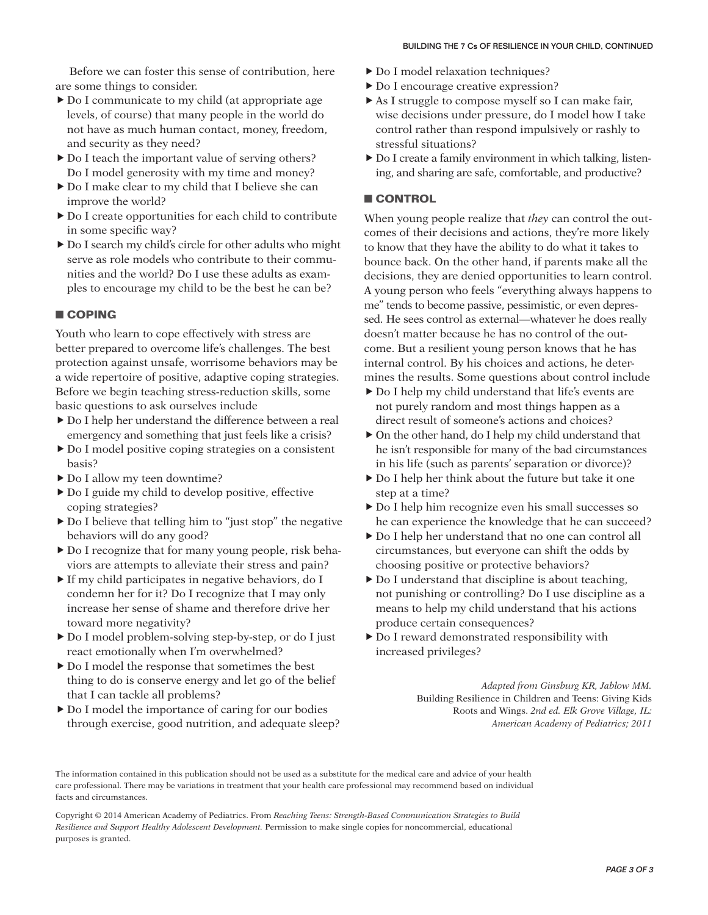Before we can foster this sense of contribution, here are some things to consider.

- Do I communicate to my child (at appropriate age levels, of course) that many people in the world do not have as much human contact, money, freedom, and security as they need?
- Do I teach the important value of serving others? Do I model generosity with my time and money?
- Do I make clear to my child that I believe she can improve the world?
- Do I create opportunities for each child to contribute in some specific way?
- Do I search my child's circle for other adults who might serve as role models who contribute to their communities and the world? Do I use these adults as examples to encourage my child to be the best he can be?

## COPING

Youth who learn to cope effectively with stress are better prepared to overcome life's challenges. The best protection against unsafe, worrisome behaviors may be a wide repertoire of positive, adaptive coping strategies. Before we begin teaching stress-reduction skills, some basic questions to ask ourselves include

- Do I help her understand the difference between a real emergency and something that just feels like a crisis?
- Do I model positive coping strategies on a consistent basis?
- Do I allow my teen downtime?
- Do I guide my child to develop positive, effective coping strategies?
- Do I believe that telling him to "just stop" the negative behaviors will do any good?
- Do I recognize that for many young people, risk behaviors are attempts to alleviate their stress and pain?
- If my child participates in negative behaviors, do I condemn her for it? Do I recognize that I may only increase her sense of shame and therefore drive her toward more negativity?
- Do I model problem-solving step-by-step, or do I just react emotionally when I'm overwhelmed?
- Do I model the response that sometimes the best thing to do is conserve energy and let go of the belief that I can tackle all problems?
- Do I model the importance of caring for our bodies through exercise, good nutrition, and adequate sleep?
- Do I model relaxation techniques?
- Do I encourage creative expression?
- As I struggle to compose myself so I can make fair, wise decisions under pressure, do I model how I take control rather than respond impulsively or rashly to stressful situations?
- Do I create a family environment in which talking, listening, and sharing are safe, comfortable, and productive?

## CONTROL

When young people realize that *they* can control the outcomes of their decisions and actions, they're more likely to know that they have the ability to do what it takes to bounce back. On the other hand, if parents make all the decisions, they are denied opportunities to learn control. A young person who feels "everything always happens to me" tends to become passive, pessimistic, or even depressed. He sees control as external—whatever he does really doesn't matter because he has no control of the outcome. But a resilient young person knows that he has internal control. By his choices and actions, he determines the results. Some questions about control include

- Do I help my child understand that life's events are not purely random and most things happen as a direct result of someone's actions and choices?
- On the other hand, do I help my child understand that he isn't responsible for many of the bad circumstances in his life (such as parents' separation or divorce)?
- Do I help her think about the future but take it one step at a time?
- Do I help him recognize even his small successes so he can experience the knowledge that he can succeed?
- Do I help her understand that no one can control all circumstances, but everyone can shift the odds by choosing positive or protective behaviors?
- Do I understand that discipline is about teaching, not punishing or controlling? Do I use discipline as a means to help my child understand that his actions produce certain consequences?
- Do I reward demonstrated responsibility with increased privileges?

*Adapted from Ginsburg KR, Jablow MM.* Building Resilience in Children and Teens: Giving Kids Roots and Wings. *2nd ed. Elk Grove Village, IL: American Academy of Pediatrics; 2011*

The information contained in this publication should not be used as a substitute for the medical care and advice of your health care professional. There may be variations in treatment that your health care professional may recommend based on individual facts and circumstances.

Copyright © 2014 American Academy of Pediatrics. From *Reaching Teens: Strength-Based Communication Strategies to Build Resilience and Support Healthy Adolescent Development.* Permission to make single copies for noncommercial, educational purposes is granted.